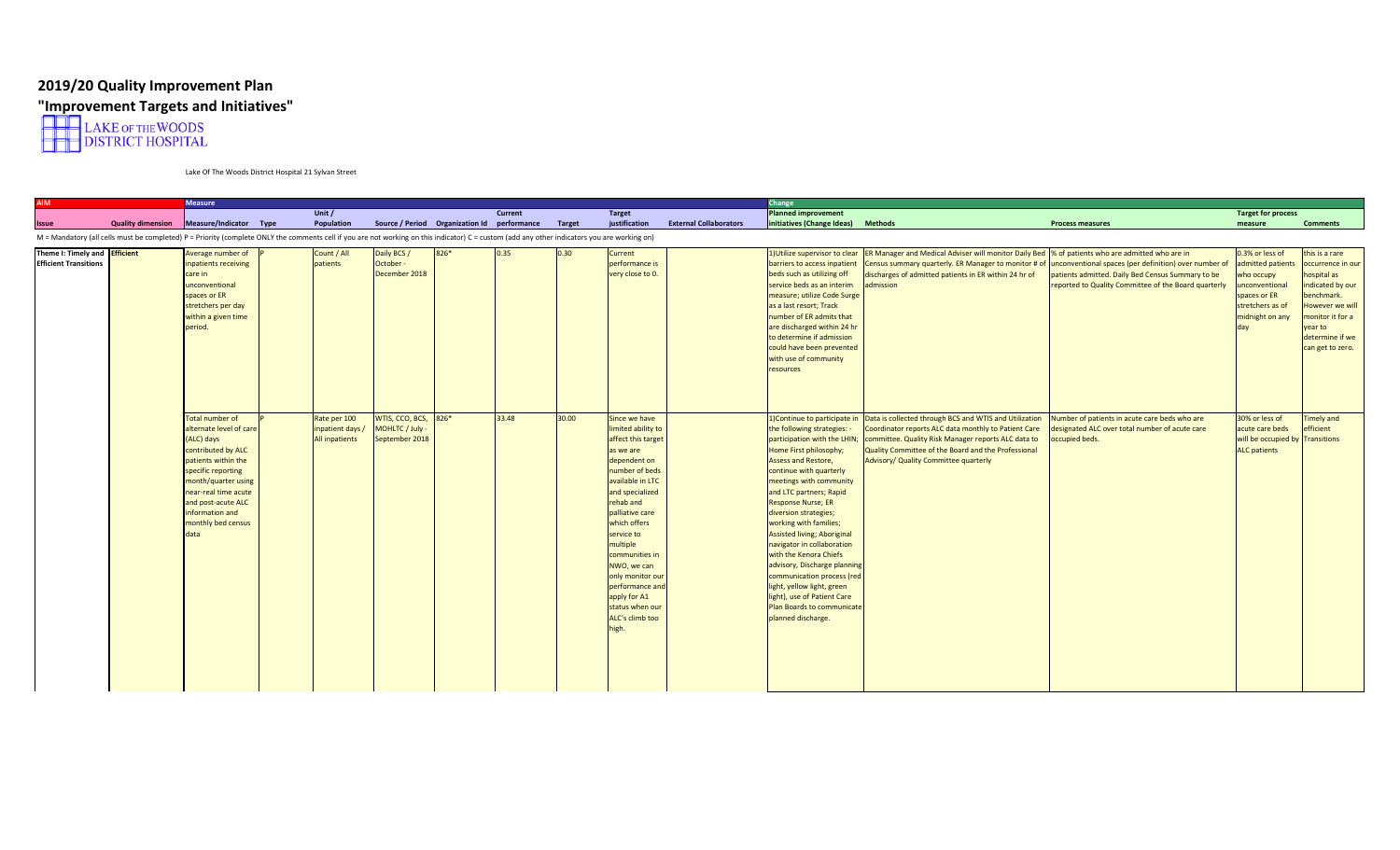# 2019/20 Quality Improvement Plan

## "Improvement Targets and Initiatives"

LAKE OF THE WOODS DISTRICT HOSPITAL

Lake Of The Woods District Hospital 21 Sylvan Street

| AIM | | Measure | | | | | | | | | Change | | | | |
|---|---|---|---|---|---|---|---|---|---|---|---|---|---|---|---|
| Issue | Quality dimension | Measure/Indicator | Type | Unit / Population | Source / Period | Organization Id | Current performance | Target | Target justification | External Collaborators | Planned improvement initiatives (Change Ideas) | Methods | Process measures | Target for process measure | Comments |
| Theme I: Timely and Efficient Transitions | Efficient | Average number of inpatients receiving care in unconventional spaces or ER stretchers per day within a given time period. | P | Count / All patients | Daily BCS / October - December 2018 | 826* | 0.35 | 0.30 | Current performance is very close to 0. | | 1)Utilize supervisor to clear barriers to access inpatient beds such as utilizing off service beds as an interim measure; utilize Code Surge as a last resort; Track number of ER admits that are discharged within 24 hr to determine if admission could have been prevented with use of community resources | ER Manager and Medical Adviser will monitor Daily Bed Census summary quarterly. ER Manager to monitor # of discharges of admitted patients in ER within 24 hr of admission | % of patients who are admitted who are in unconventional spaces (per definition) over number of patients admitted. Daily Bed Census Summary to be reported to Quality Committee of the Board quarterly | 0.3% or less of admitted patients who occupy unconventional spaces or ER stretchers as of midnight on any day | this is a rare occurrence in our hospital as indicated by our benchmark. However we will monitor it for a year to determine if we can get to zero. |
| | | Total number of alternate level of care (ALC) days contributed by ALC patients within the specific reporting month/quarter using near-real time acute and post-acute ALC information and monthly bed census data | P | Rate per 100 inpatient days / All inpatients | WTIS, CCO, BCS, MOHLTC / July - September 2018 | 826* | 33.48 | 30.00 | Since we have limited ability to affect this target as we are dependent on number of beds available in LTC and specialized rehab and palliative care which offers service to multiple communities in NWO, we can only monitor our performance and apply for A1 status when our ALC's climb too high. | | 1)Continue to participate in the following strategies: - participation with the LHIN; Home First philosophy; Assess and Restore, continue with quarterly meetings with community and LTC partners; Rapid Response Nurse; ER diversion strategies; working with families; Assisted living; Aboriginal navigator in collaboration with the Kenora Chiefs advisory, Discharge planning communication process (red light, yellow light, green light), use of Patient Care Plan Boards to communicate planned discharge. | Data is collected through BCS and WTIS and Utilization Coordinator reports ALC data monthly to Patient Care committee. Quality Risk Manager reports ALC data to Quality Committee of the Board and the Professional Advisory/ Quality Committee quarterly | Number of patients in acute care beds who are designated ALC over total number of acute care occupied beds. | 30% or less of acute care beds will be occupied by ALC patients | Timely and efficient Transitions |

M = Mandatory (all cells must be completed) P = Priority (complete ONLY the comments cell if you are not working on this indicator) C = custom (add any other indicators you are working on)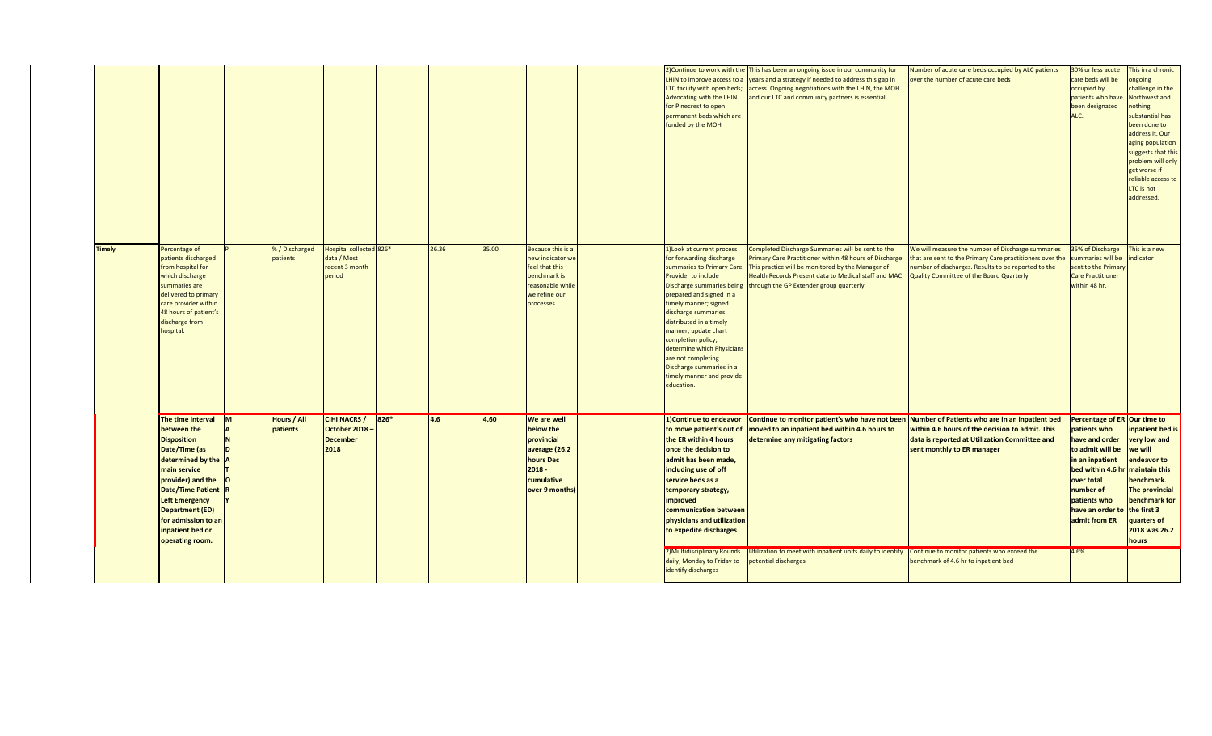| | | | | | | | | | | | | | | | |
|---|---|---|---|---|---|---|---|---|---|---|---|---|---|---|---|
| | | | | | | | | | | 2)Continue to work with the LHIN to improve access to a LTC facility with open beds; Advocating with the LHIN for Pinecrest to open permanent beds which are funded by the MOH | This has been an ongoing issue in our community for years and a strategy if needed to address this gap in access. Ongoing negotiations with the LHIN, the MOH and our LTC and community partners is essential | Number of acute care beds occupied by ALC patients over the number of acute care beds | 30% or less acute care beds will be occupied by patients who have been designated ALC. | This in a chronic ongoing challenge in the Northwest and nothing substantial has been done to address it. Our aging population suggests that this problem will only get worse if reliable access to LTC is not addressed. |
| Timely | Percentage of patients discharged from hospital for which discharge summaries are delivered to primary care provider within 48 hours of patient's discharge from hospital. | P | % / Discharged patients | Hospital collected data / Most recent 3 month period | 826* | 26.36 | 35.00 | Because this is a new indicator we feel that this benchmark is reasonable while we refine our processes | | 1)Look at current process for forwarding discharge summaries to Primary Care Provider to include Discharge summaries being prepared and signed in a timely manner; signed discharge summaries distributed in a timely manner; update chart completion policy; determine which Physicians are not completing Discharge summaries in a timely manner and provide education. | Completed Discharge Summaries will be sent to the Primary Care Practitioner within 48 hours of Discharge. This practice will be monitored by the Manager of Health Records Present data to Medical staff and MAC through the GP Extender group quarterly | We will measure the number of Discharge summaries that are sent to the Primary Care practitioners over the number of discharges. Results to be reported to the Quality Committee of the Board Quarterly | 35% of Discharge summaries will be sent to the Primary Care Practitioner within 48 hr. | This is a new indicator |
| | **The time interval between the Disposition Date/Time (as determined by the main service provider) and the Date/Time Patient Left Emergency Department (ED) for admission to an inpatient bed or operating room.** | **M A N D A T O R Y** | **Hours / All patients** | **CIHI NACRS / October 2018 – December 2018** | **826*** | **4.6** | **4.60** | **We are well below the provincial average (26.2 hours Dec 2018 - cumulative over 9 months)** | | **1)Continue to endeavor to move patient's out of the ER within 4 hours once the decision to admit has been made, including use of off service beds as a temporary strategy, improved communication between physicians and utilization to expedite discharges** | **Continue to monitor patient's who have not been moved to an inpatient bed within 4.6 hours to determine any mitigating factors** | **Number of Patients who are in an inpatient bed within 4.6 hours of the decision to admit. This data is reported at Utilization Committee and sent monthly to ER manager** | **Percentage of ER patients who have and order to admit will be in an inpatient bed within 4.6 hr over total number of patients who have an order to admit from ER** | **Our time to inpatient bed is very low and we will endeavor to maintain this benchmark. The provincial benchmark for the first 3 quarters of 2018 was 26.2 hours** |
| | | | | | | | | | | 2)Multidisciplinary Rounds daily, Monday to Friday to identify discharges | Utilization to meet with inpatient units daily to identify potential discharges | Continue to monitor patients who exceed the benchmark of 4.6 hr to inpatient bed | 4.6% | |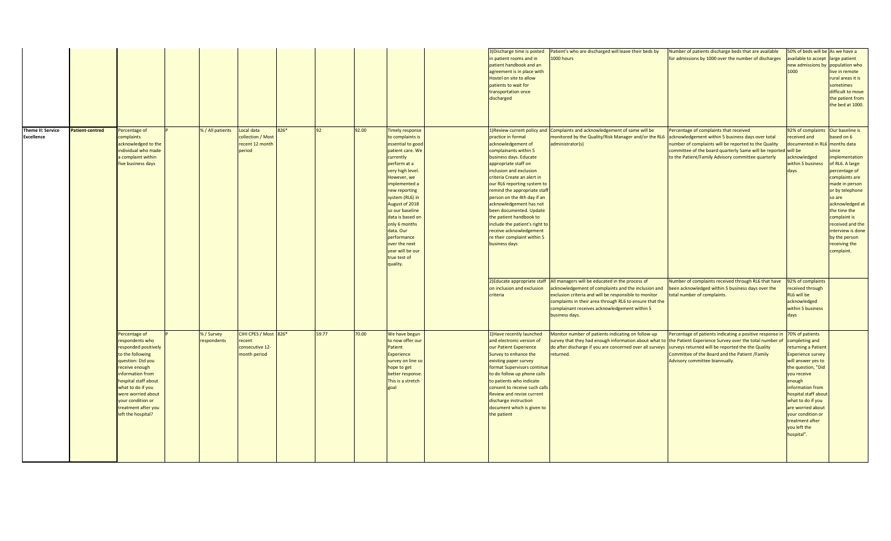| | | | | | | | | | | | | | | | |
|---|---|---|---|---|---|---|---|---|---|---|---|---|---|---|---|
| | | | | | | | | | | | 3)Discharge time is posted in patient rooms and in patient handbook and an agreement is in place with Hostel on site to allow patients to wait for transportation once discharged | Patient's who are discharged will leave their beds by 1000 hours | Number of patients discharge beds that are available for admissions by 1000 over the number of discharges | 50% of beds will be available to accept new admissions by 1000 | As we have a large patient population who live in remote rural areas it is sometimes difficult to move the patient from the bed at 1000. |
| **Theme II: Service Excellence** | **Patient-centred** | Percentage of complaints acknowledged to the individual who made a complaint within five business days | P | % / All patients | Local data collection / Most recent 12 month period | 826* | 92 | 92.00 | Timely response to complaints is essential to good patient care. We currently perform at a very high level. However, we implemented a new reporting system (RL6) in August of 2018 so our baseline data is based on only 6 months data. Our performance over the next year will be our true test of quality. | | 1)Review current policy and practice in formal acknowledgement of complainants within 5 business days. Educate appropriate staff on inclusion and exclusion criteria Create an alert in our RL6 reporting system to remind the appropriate staff person on the 4th day if an acknowledgement has not been documented. Update the patient handbook to include the patient's right to receive acknowledgement re their complaint within 5 business days | Complaints and acknowledgement of same will be monitored by the Quality/Risk Manager and/or the RL6 administrator(s) | Percentage of complaints that received acknowledgement within 5 business days over total number of complaints will be reported to the Quality committee of the board quarterly Same will be reported to the Patient/Family Advisory committee quarterly | 92% of complaints received and documented in RL6 will be acknowledged within 5 business days | Our baseline is based on 6 months data since implementation of RL6. A large percentage of complaints are made in person or by telephone so are acknowledged at the time the complaint is received and the interview is done by the person receiving the complaint. |
| | | | | | | | | | | | 2)Educate appropriate staff on inclusion and exclusion criteria | All managers will be educated in the process of acknowledgement of complaints and the inclusion and exclusion criteria and will be responsible to monitor complaints in their area through RL6 to ensure that the complainant receives acknowledgement within 5 business days. | Number of complaints received through RL6 that have been acknowledged within 5 business days over the total number of complaints. | 92% of complaints received through RL6 will be acknowledged within 5 business days | |
| | | Percentage of respondents who responded positively to the following question: Did you receive enough information from hospital staff about what to do if you were worried about your condition or treatment after you left the hospital? | P | % / Survey respondents | CIHI CPES / Most recent consecutive 12-month period | 826* | 59.77 | 70.00 | We have begun to now offer our Patient Experience survey on line so hope to get better response. This is a stretch goal | | 1)Have recently launched and electronic version of our Patient Experience Survey to enhance the existing paper survey format Supervisors continue to do follow up phone calls to patients who indicate consent to receive such calls Review and revise current discharge instruction document which is given to the patient | Monitor number of patients indicating on follow-up survey that they had enough information about what to do after discharge if you are concerned over all surveys returned. | Percentage of patients indicating a positive response in the Patient Experience Survey over the total number of surveys returned will be reported the the Quality Committee of the Board and the Patient /Family Advisory committee biannually. | 70% of patients completing and returning a Patient Experience survey will answer yes to the question, "Did you receive enough information from hospital staff about what to do if you are worried about your condition or treatment after you left the hospital". | |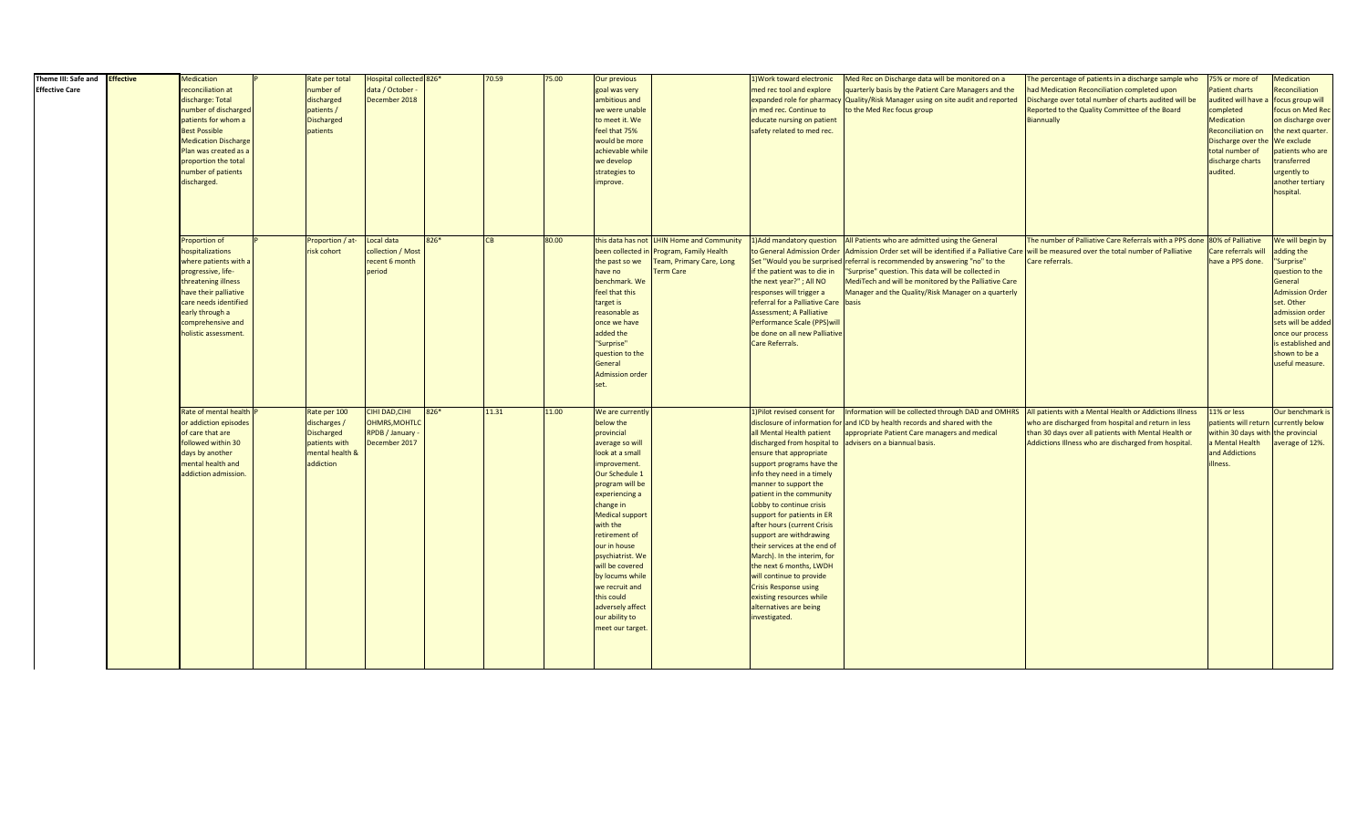| Theme III: Safe and Effective Care | Effective | Medication reconciliation at discharge: Total number of discharged patients for whom a Best Possible Medication Discharge Plan was created as a proportion the total number of patients discharged. | P | Rate per total number of discharged patients / Discharged patients | Hospital collected data / October - December 2018 | 826* | 70.59 | 75.00 | Our previous goal was very ambitious and we were unable to meet it. We feel that 75% would be more achievable while we develop strategies to improve. | | 1)Work toward electronic med rec tool and explore expanded role for pharmacy in med rec. Continue to educate nursing on patient safety related to med rec. | Med Rec on Discharge data will be monitored on a quarterly basis by the Patient Care Managers and the Quality/Risk Manager using on site audit and reported to the Med Rec focus group | The percentage of patients in a discharge sample who had Medication Reconciliation completed upon Discharge over total number of charts audited will be Reported to the Quality Committee of the Board Biannually | 75% or more of Patient charts audited will have a completed Medication Reconciliation on Discharge over the total number of discharge charts audited. | Medication Reconciliation focus group will focus on Med Rec on discharge over the next quarter. We exclude patients who are transferred urgently to another tertiary hospital. |
|---|---|---|---|---|---|---|---|---|---|---|---|---|---|---|---|
| | | Proportion of hospitalizations where patients with a progressive, life-threatening illness have their palliative care needs identified early through a comprehensive and holistic assessment. | P | Proportion / at-risk cohort | Local data collection / Most recent 6 month period | 826* | CB | 80.00 | this data has not been collected in the past so we have no benchmark. We feel that this target is reasonable as once we have added the "Surprise" question to the General Admission order set. | LHIN Home and Community Program, Family Health Team, Primary Care, Long Term Care | 1)Add mandatory question to General Admission Order Set "Would you be surprised if the patient was to die in the next year?" ; All NO responses will trigger a referral for a Palliative Care Assessment; A Palliative Performance Scale (PPS)will be done on all new Palliative Care Referrals. | All Patients who are admitted using the General Admission Order set will be identified if a Palliative Care referral is recommended by answering "no" to the "Surprise" question. This data will be collected in MediTech and will be monitored by the Palliative Care Manager and the Quality/Risk Manager on a quarterly basis | The number of Palliative Care Referrals with a PPS done will be measured over the total number of Palliative Care referrals. | 80% of Palliative Care referrals will have a PPS done. | We will begin by adding the "Surprise" question to the General Admission Order set. Other admission order sets will be added once our process is established and shown to be a useful measure. |
| | | Rate of mental health or addiction episodes of care that are followed within 30 days by another mental health and addiction admission. | P | Rate per 100 discharges / Discharged patients with mental health & addiction | CIHI DAD,CIHI OHMRS,MOHTLC RPDB / January - December 2017 | 826* | 11.31 | 11.00 | We are currently below the provincial average so will look at a small improvement. Our Schedule 1 program will be experiencing a change in Medical support with the retirement of our in house psychiatrist. We will be covered by locums while we recruit and this could adversely affect our ability to meet our target. | | 1)Pilot revised consent for disclosure of information for all Mental Health patient discharged from hospital to ensure that appropriate support programs have the info they need in a timely manner to support the patient in the community Lobby to continue crisis support for patients in ER after hours (current Crisis support are withdrawing their services at the end of March). In the interim, for the next 6 months, LWDH will continue to provide Crisis Response using existing resources while alternatives are being investigated. | Information will be collected through DAD and OMHRS and ICD by health records and shared with the appropriate Patient Care managers and medical advisers on a biannual basis. | All patients with a Mental Health or Addictions Illness who are discharged from hospital and return in less than 30 days over all patients with Mental Health or Addictions Illness who are discharged from hospital. | 11% or less patients will return within 30 days with a Mental Health and Addictions illness. | Our benchmark is currently below the provincial average of 12%. |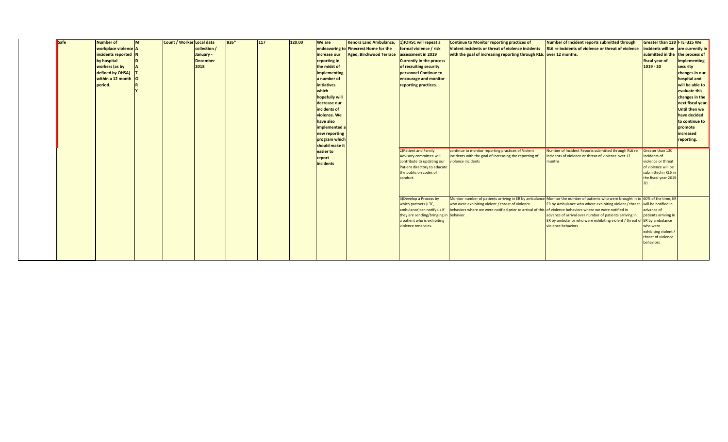| | | | | | | | | | | | | | | |
|---|---|---|---|---|---|---|---|---|---|---|---|---|---|---|
| **Safe** | **Number of workplace violence incidents reported by hospital workers (as by defined by OHSA) within a 12 month period.** | **MANDATORY** | **Count / Worker** | **Local data collection / January - December 2018** | **826*** | **117** | **120.00** | **We are endeavoring to increase our reporting in the midst of implementing a number of initiatives which hopefully will decrease our incidents of violence. We have also implemented a new reporting program which should make it easier to report incidents** | **Kenora Land Ambulance, Pinecrest Home for the Aged, Birchwood Terrace** | **1)JOHSC will repeat a formal violence / risk assessment in 2019 Currently in the process of recruiting security personnel Continue to encourage and monitor reporting practices.** | **Continue to Monitor reporting practices of Violent incidents or threat of violence incidents with the goal of increasing reporting through RL6.** | **Number of Incident reports submitted through RL6 re incidents of violence or threat of violence over 12 months.** | **Greater than 120 incidents will be submitted in the fiscal year of 1019 - 20** | **FTE=325 We are currently in the process of implementing security changes in our hospital and will be able to evaluate this changes in the next fiscal year. Until then we have decided to continue to promote increased reporting.** |
| | | | | | | | | | | 2)Patient and Family Advisory committee will contribute to updating our Patient directory to educate the public on codes of conduct. | continue to monitor reporting practices of Violent Incidents with the goal of increasing the reporting of violence incidents | Number of Incident Reports submitted through RL6 re incidents of violence or threat of violence over 12 months | Greater than 120 incidents of violence or threat of violence will be submitted in RL6 in the fiscal year 2019-20. | |
| | | | | | | | | | | 3)Develop a Process by which partners (LTC, ambulance)can notify us if they are sending/bringing in a patient who is exhibiting violence tenancies. | Monitor number of patients arriving in ER by ambulance who were exhibiting violent / threat of violence behaviors where we were notified prior to arrival of this behavior. | Monitor the number of patients who were brought in to ER by Ambulance who where exhibiting violent / threat of violence behaviors where we were notified in advance of arrival over number of patients arriving in ER by ambulance who were exhibiting violent / threat of violence behaviors | 60% of the time, ER will be notified in advance of patients arriving in ER by ambulance who were exhibiting violent / threat of violence behaviors | |